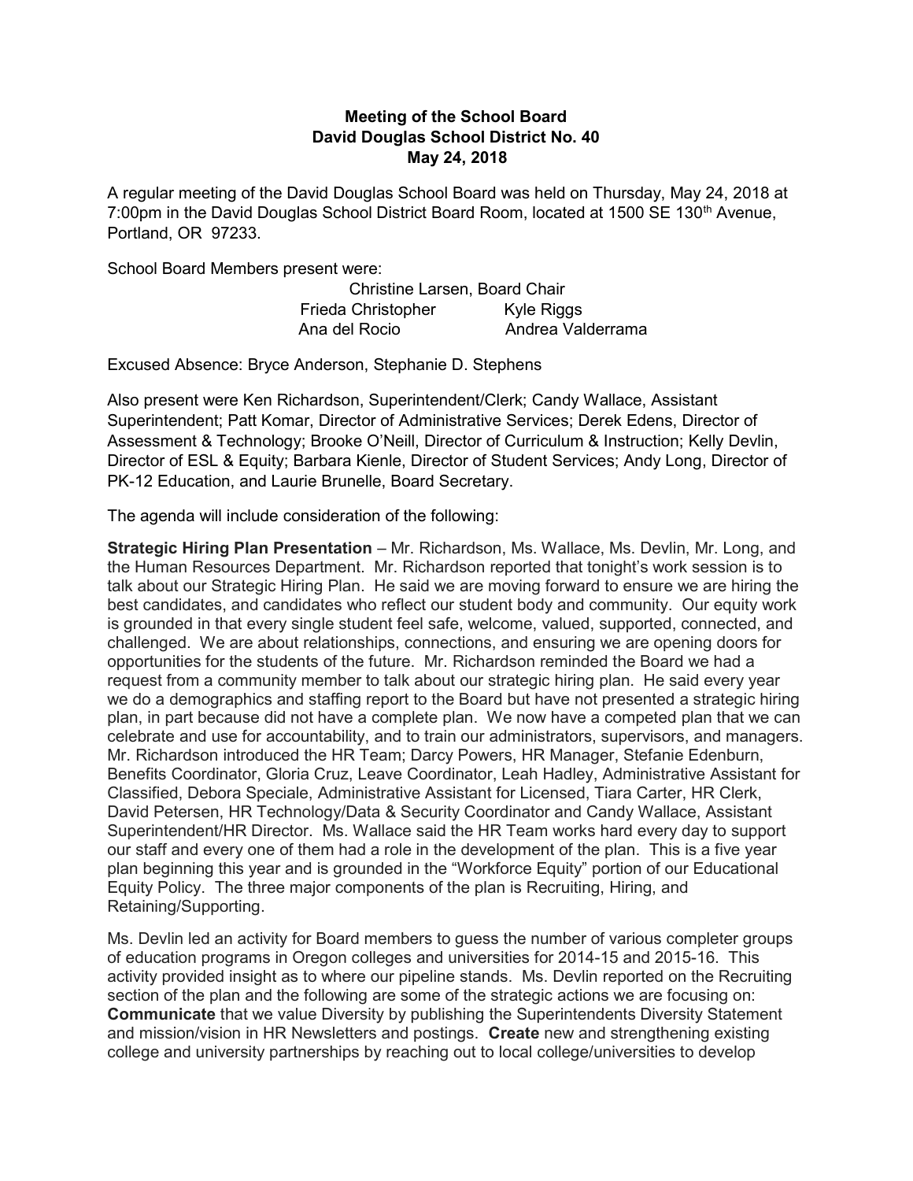**Meeting of the School Board**
**David Douglas School District No. 40**
**May 24, 2018**

A regular meeting of the David Douglas School Board was held on Thursday, May 24, 2018 at 7:00pm in the David Douglas School District Board Room, located at 1500 SE 130th Avenue, Portland, OR 97233.

School Board Members present were:

Christine Larsen, Board Chair
Frieda Christopher    Kyle Riggs
Ana del Rocio    Andrea Valderrama

Excused Absence: Bryce Anderson, Stephanie D. Stephens

Also present were Ken Richardson, Superintendent/Clerk; Candy Wallace, Assistant Superintendent; Patt Komar, Director of Administrative Services; Derek Edens, Director of Assessment & Technology; Brooke O'Neill, Director of Curriculum & Instruction; Kelly Devlin, Director of ESL & Equity; Barbara Kienle, Director of Student Services; Andy Long, Director of PK-12 Education, and Laurie Brunelle, Board Secretary.

The agenda will include consideration of the following:

**Strategic Hiring Plan Presentation** – Mr. Richardson, Ms. Wallace, Ms. Devlin, Mr. Long, and the Human Resources Department. Mr. Richardson reported that tonight's work session is to talk about our Strategic Hiring Plan. He said we are moving forward to ensure we are hiring the best candidates, and candidates who reflect our student body and community. Our equity work is grounded in that every single student feel safe, welcome, valued, supported, connected, and challenged. We are about relationships, connections, and ensuring we are opening doors for opportunities for the students of the future. Mr. Richardson reminded the Board we had a request from a community member to talk about our strategic hiring plan. He said every year we do a demographics and staffing report to the Board but have not presented a strategic hiring plan, in part because did not have a complete plan. We now have a competed plan that we can celebrate and use for accountability, and to train our administrators, supervisors, and managers. Mr. Richardson introduced the HR Team; Darcy Powers, HR Manager, Stefanie Edenburn, Benefits Coordinator, Gloria Cruz, Leave Coordinator, Leah Hadley, Administrative Assistant for Classified, Debora Speciale, Administrative Assistant for Licensed, Tiara Carter, HR Clerk, David Petersen, HR Technology/Data & Security Coordinator and Candy Wallace, Assistant Superintendent/HR Director. Ms. Wallace said the HR Team works hard every day to support our staff and every one of them had a role in the development of the plan. This is a five year plan beginning this year and is grounded in the "Workforce Equity" portion of our Educational Equity Policy. The three major components of the plan is Recruiting, Hiring, and Retaining/Supporting.

Ms. Devlin led an activity for Board members to guess the number of various completer groups of education programs in Oregon colleges and universities for 2014-15 and 2015-16. This activity provided insight as to where our pipeline stands. Ms. Devlin reported on the Recruiting section of the plan and the following are some of the strategic actions we are focusing on: **Communicate** that we value Diversity by publishing the Superintendents Diversity Statement and mission/vision in HR Newsletters and postings. **Create** new and strengthening existing college and university partnerships by reaching out to local college/universities to develop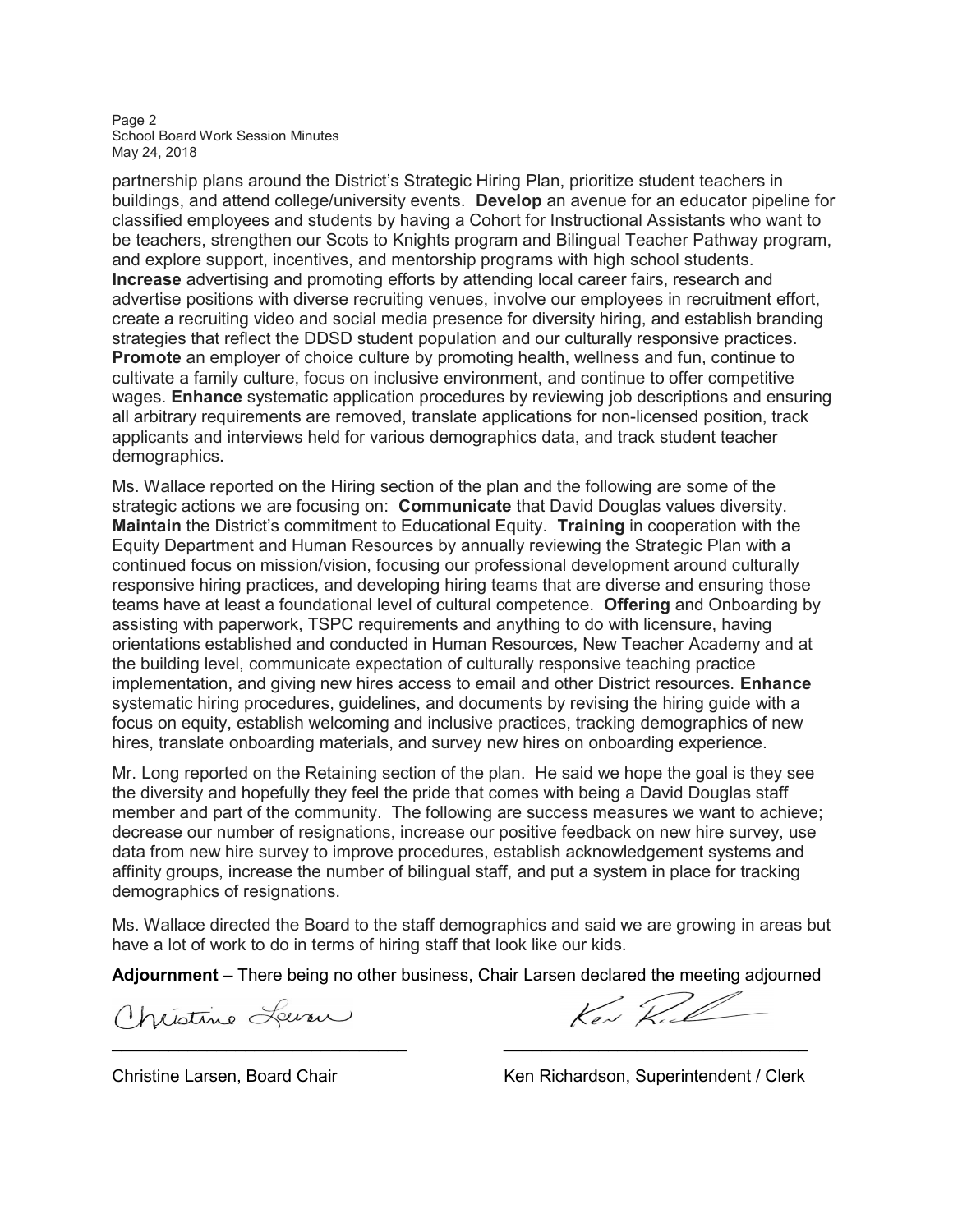partnership plans around the District's Strategic Hiring Plan, prioritize student teachers in buildings, and attend college/university events. **Develop** an avenue for an educator pipeline for classified employees and students by having a Cohort for Instructional Assistants who want to be teachers, strengthen our Scots to Knights program and Bilingual Teacher Pathway program, and explore support, incentives, and mentorship programs with high school students. **Increase** advertising and promoting efforts by attending local career fairs, research and advertise positions with diverse recruiting venues, involve our employees in recruitment effort, create a recruiting video and social media presence for diversity hiring, and establish branding strategies that reflect the DDSD student population and our culturally responsive practices. **Promote** an employer of choice culture by promoting health, wellness and fun, continue to cultivate a family culture, focus on inclusive environment, and continue to offer competitive wages. **Enhance** systematic application procedures by reviewing job descriptions and ensuring all arbitrary requirements are removed, translate applications for non-licensed position, track applicants and interviews held for various demographics data, and track student teacher demographics.

Ms. Wallace reported on the Hiring section of the plan and the following are some of the strategic actions we are focusing on: **Communicate** that David Douglas values diversity. **Maintain** the District's commitment to Educational Equity. **Training** in cooperation with the Equity Department and Human Resources by annually reviewing the Strategic Plan with a continued focus on mission/vision, focusing our professional development around culturally responsive hiring practices, and developing hiring teams that are diverse and ensuring those teams have at least a foundational level of cultural competence. **Offering** and Onboarding by assisting with paperwork, TSPC requirements and anything to do with licensure, having orientations established and conducted in Human Resources, New Teacher Academy and at the building level, communicate expectation of culturally responsive teaching practice implementation, and giving new hires access to email and other District resources. **Enhance** systematic hiring procedures, guidelines, and documents by revising the hiring guide with a focus on equity, establish welcoming and inclusive practices, tracking demographics of new hires, translate onboarding materials, and survey new hires on onboarding experience.

Mr. Long reported on the Retaining section of the plan. He said we hope the goal is they see the diversity and hopefully they feel the pride that comes with being a David Douglas staff member and part of the community. The following are success measures we want to achieve; decrease our number of resignations, increase our positive feedback on new hire survey, use data from new hire survey to improve procedures, establish acknowledgement systems and affinity groups, increase the number of bilingual staff, and put a system in place for tracking demographics of resignations.

Ms. Wallace directed the Board to the staff demographics and said we are growing in areas but have a lot of work to do in terms of hiring staff that look like our kids.

**Adjournment** – There being no other business, Chair Larsen declared the meeting adjourned

Christine Larsen, Board Chair

Ken Richardson, Superintendent / Clerk